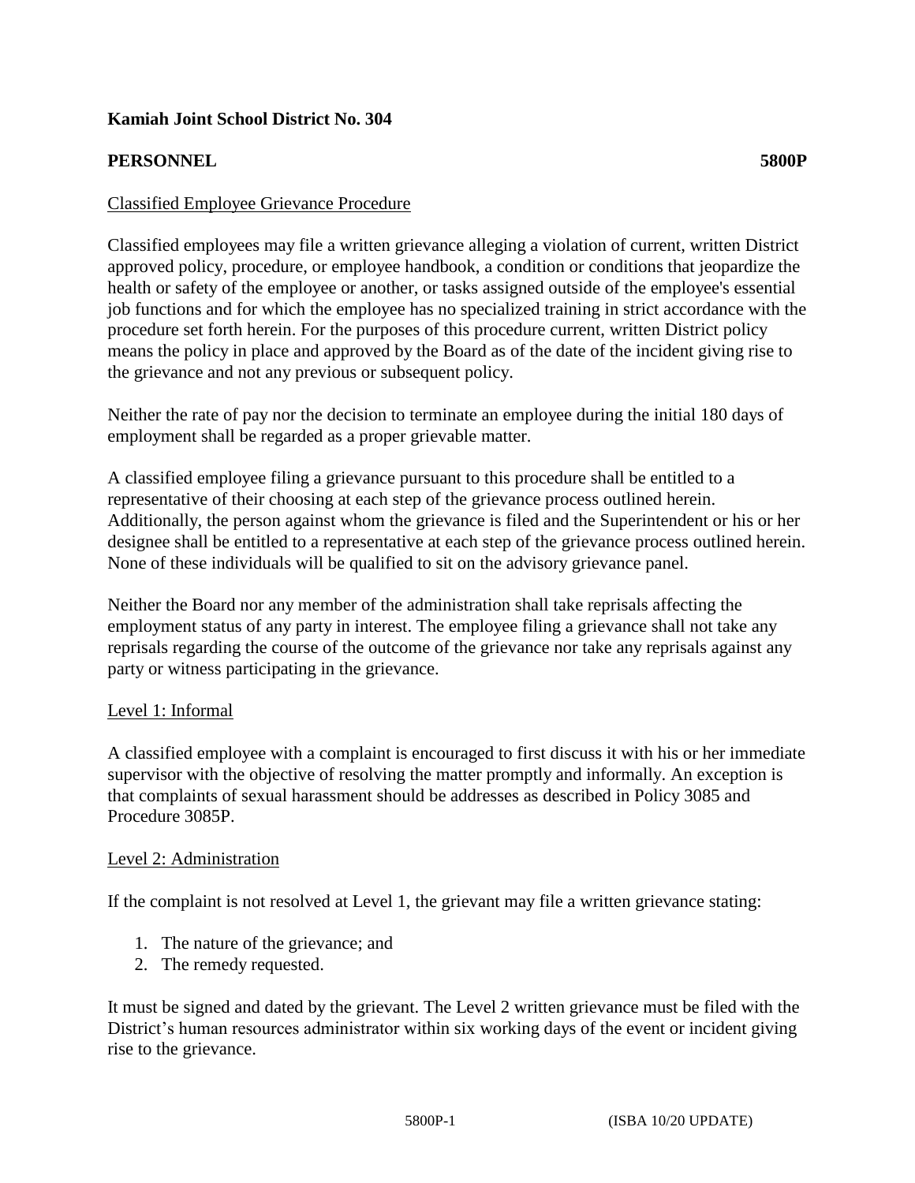**Kamiah Joint School District No. 304**

**PERSONNEL** **5800P**

Classified Employee Grievance Procedure

Classified employees may file a written grievance alleging a violation of current, written District approved policy, procedure, or employee handbook, a condition or conditions that jeopardize the health or safety of the employee or another, or tasks assigned outside of the employee's essential job functions and for which the employee has no specialized training in strict accordance with the procedure set forth herein. For the purposes of this procedure current, written District policy means the policy in place and approved by the Board as of the date of the incident giving rise to the grievance and not any previous or subsequent policy.

Neither the rate of pay nor the decision to terminate an employee during the initial 180 days of employment shall be regarded as a proper grievable matter.

A classified employee filing a grievance pursuant to this procedure shall be entitled to a representative of their choosing at each step of the grievance process outlined herein. Additionally, the person against whom the grievance is filed and the Superintendent or his or her designee shall be entitled to a representative at each step of the grievance process outlined herein. None of these individuals will be qualified to sit on the advisory grievance panel.

Neither the Board nor any member of the administration shall take reprisals affecting the employment status of any party in interest. The employee filing a grievance shall not take any reprisals regarding the course of the outcome of the grievance nor take any reprisals against any party or witness participating in the grievance.

Level 1: Informal

A classified employee with a complaint is encouraged to first discuss it with his or her immediate supervisor with the objective of resolving the matter promptly and informally. An exception is that complaints of sexual harassment should be addresses as described in Policy 3085 and Procedure 3085P.

Level 2: Administration

If the complaint is not resolved at Level 1, the grievant may file a written grievance stating:

1. The nature of the grievance; and
2. The remedy requested.

It must be signed and dated by the grievant. The Level 2 written grievance must be filed with the District's human resources administrator within six working days of the event or incident giving rise to the grievance.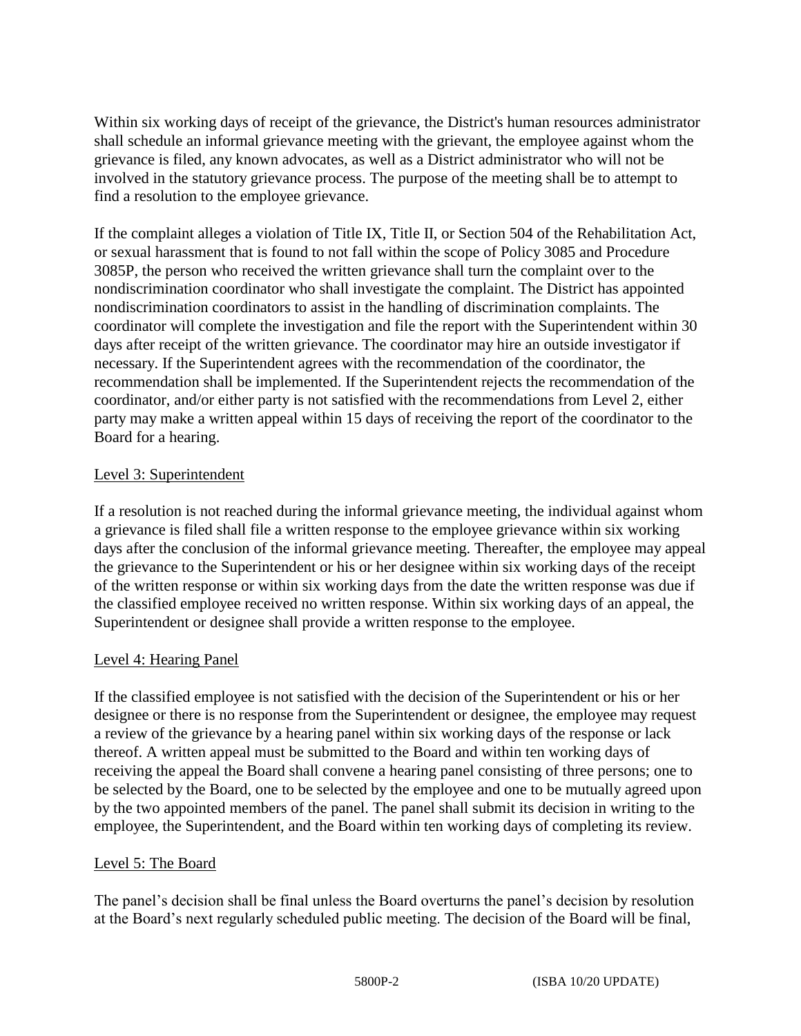Within six working days of receipt of the grievance, the District's human resources administrator shall schedule an informal grievance meeting with the grievant, the employee against whom the grievance is filed, any known advocates, as well as a District administrator who will not be involved in the statutory grievance process. The purpose of the meeting shall be to attempt to find a resolution to the employee grievance.

If the complaint alleges a violation of Title IX, Title II, or Section 504 of the Rehabilitation Act, or sexual harassment that is found to not fall within the scope of Policy 3085 and Procedure 3085P, the person who received the written grievance shall turn the complaint over to the nondiscrimination coordinator who shall investigate the complaint. The District has appointed nondiscrimination coordinators to assist in the handling of discrimination complaints. The coordinator will complete the investigation and file the report with the Superintendent within 30 days after receipt of the written grievance. The coordinator may hire an outside investigator if necessary. If the Superintendent agrees with the recommendation of the coordinator, the recommendation shall be implemented. If the Superintendent rejects the recommendation of the coordinator, and/or either party is not satisfied with the recommendations from Level 2, either party may make a written appeal within 15 days of receiving the report of the coordinator to the Board for a hearing.

Level 3: Superintendent

If a resolution is not reached during the informal grievance meeting, the individual against whom a grievance is filed shall file a written response to the employee grievance within six working days after the conclusion of the informal grievance meeting. Thereafter, the employee may appeal the grievance to the Superintendent or his or her designee within six working days of the receipt of the written response or within six working days from the date the written response was due if the classified employee received no written response. Within six working days of an appeal, the Superintendent or designee shall provide a written response to the employee.

Level 4: Hearing Panel

If the classified employee is not satisfied with the decision of the Superintendent or his or her designee or there is no response from the Superintendent or designee, the employee may request a review of the grievance by a hearing panel within six working days of the response or lack thereof. A written appeal must be submitted to the Board and within ten working days of receiving the appeal the Board shall convene a hearing panel consisting of three persons; one to be selected by the Board, one to be selected by the employee and one to be mutually agreed upon by the two appointed members of the panel. The panel shall submit its decision in writing to the employee, the Superintendent, and the Board within ten working days of completing its review.

Level 5: The Board

The panel's decision shall be final unless the Board overturns the panel's decision by resolution at the Board's next regularly scheduled public meeting. The decision of the Board will be final,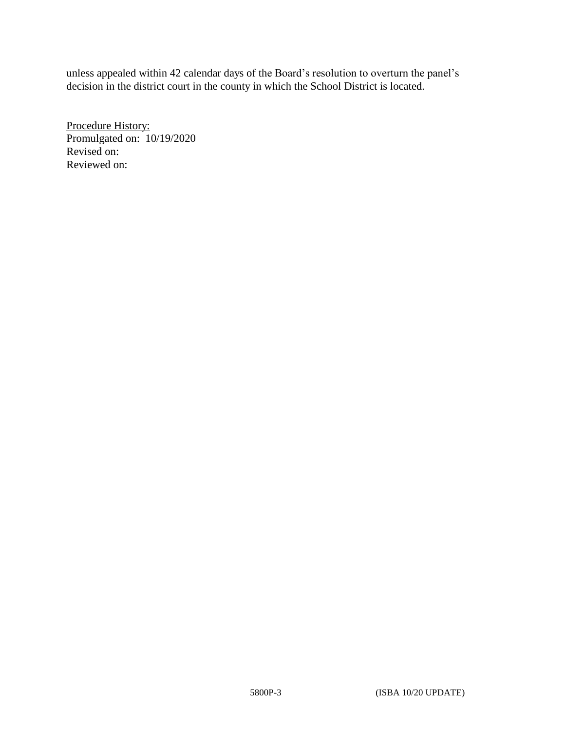unless appealed within 42 calendar days of the Board's resolution to overturn the panel's decision in the district court in the county in which the School District is located.

<u>Procedure History:</u>
Promulgated on: 10/19/2020
Revised on:
Reviewed on: